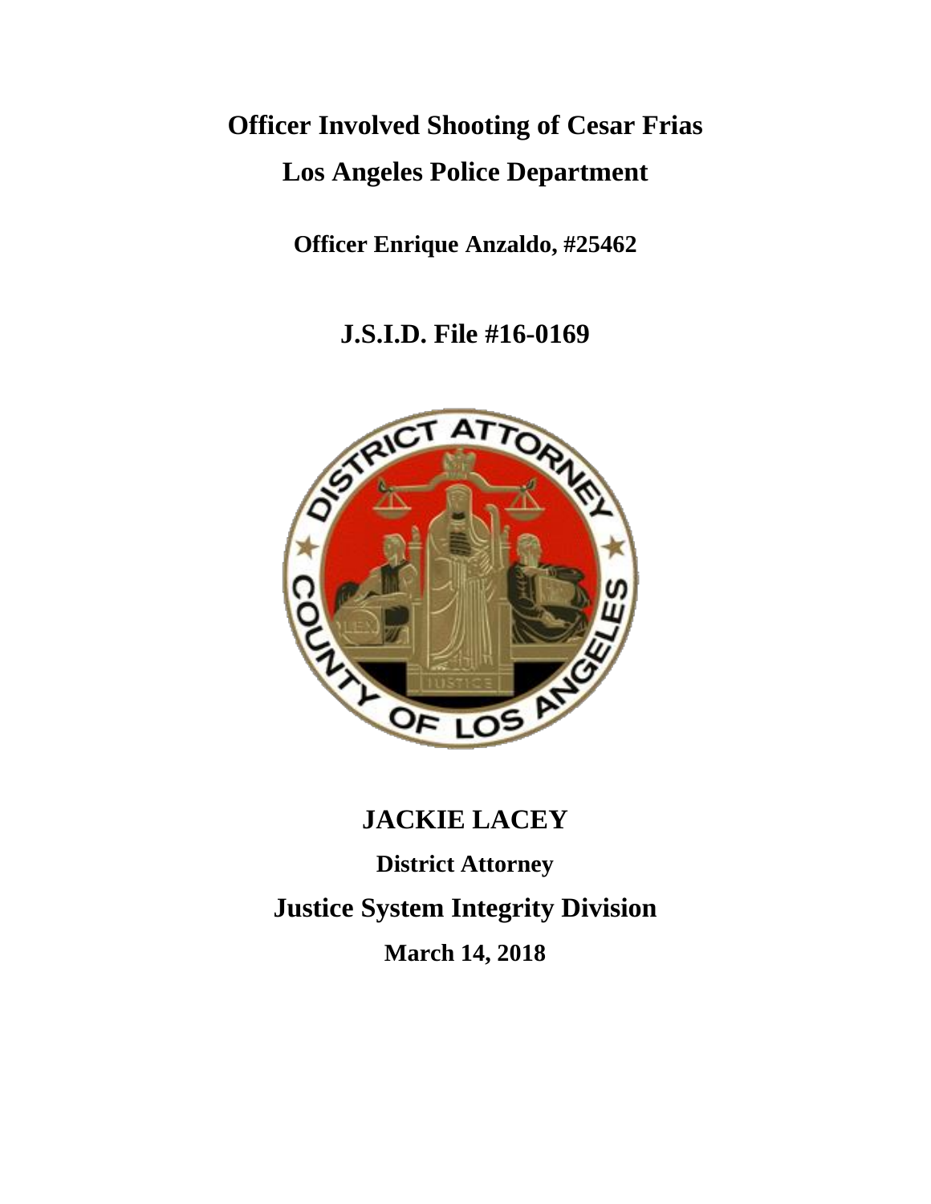# Officer Involved Shooting of Cesar Frias

# Los Angeles Police Department

**Officer Enrique Anzaldo, #25462**

## J.S.I.D. File #16-0169

## JACKIE LACEY

**District Attorney**

## Justice System Integrity Division

**March 14, 2018**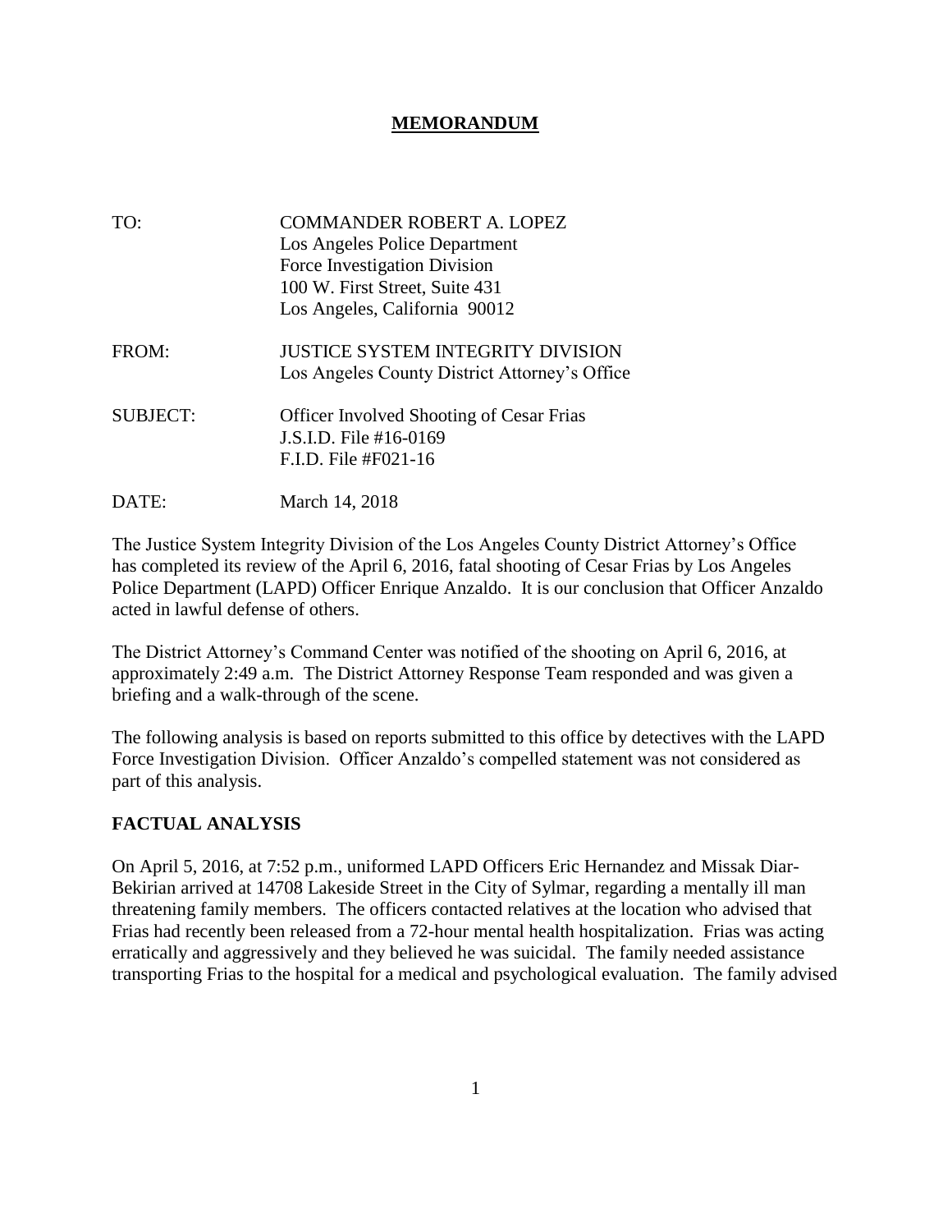# MEMORANDUM

| | |
|---|---|
| TO: | COMMANDER ROBERT A. LOPEZ<br>Los Angeles Police Department<br>Force Investigation Division<br>100 W. First Street, Suite 431<br>Los Angeles, California 90012 |
| FROM: | JUSTICE SYSTEM INTEGRITY DIVISION<br>Los Angeles County District Attorney's Office |
| SUBJECT: | Officer Involved Shooting of Cesar Frias<br>J.S.I.D. File #16-0169<br>F.I.D. File #F021-16 |
| DATE: | March 14, 2018 |

The Justice System Integrity Division of the Los Angeles County District Attorney's Office has completed its review of the April 6, 2016, fatal shooting of Cesar Frias by Los Angeles Police Department (LAPD) Officer Enrique Anzaldo. It is our conclusion that Officer Anzaldo acted in lawful defense of others.

The District Attorney's Command Center was notified of the shooting on April 6, 2016, at approximately 2:49 a.m. The District Attorney Response Team responded and was given a briefing and a walk-through of the scene.

The following analysis is based on reports submitted to this office by detectives with the LAPD Force Investigation Division. Officer Anzaldo's compelled statement was not considered as part of this analysis.

## FACTUAL ANALYSIS

On April 5, 2016, at 7:52 p.m., uniformed LAPD Officers Eric Hernandez and Missak Diar-Bekirian arrived at 14708 Lakeside Street in the City of Sylmar, regarding a mentally ill man threatening family members. The officers contacted relatives at the location who advised that Frias had recently been released from a 72-hour mental health hospitalization. Frias was acting erratically and aggressively and they believed he was suicidal. The family needed assistance transporting Frias to the hospital for a medical and psychological evaluation. The family advised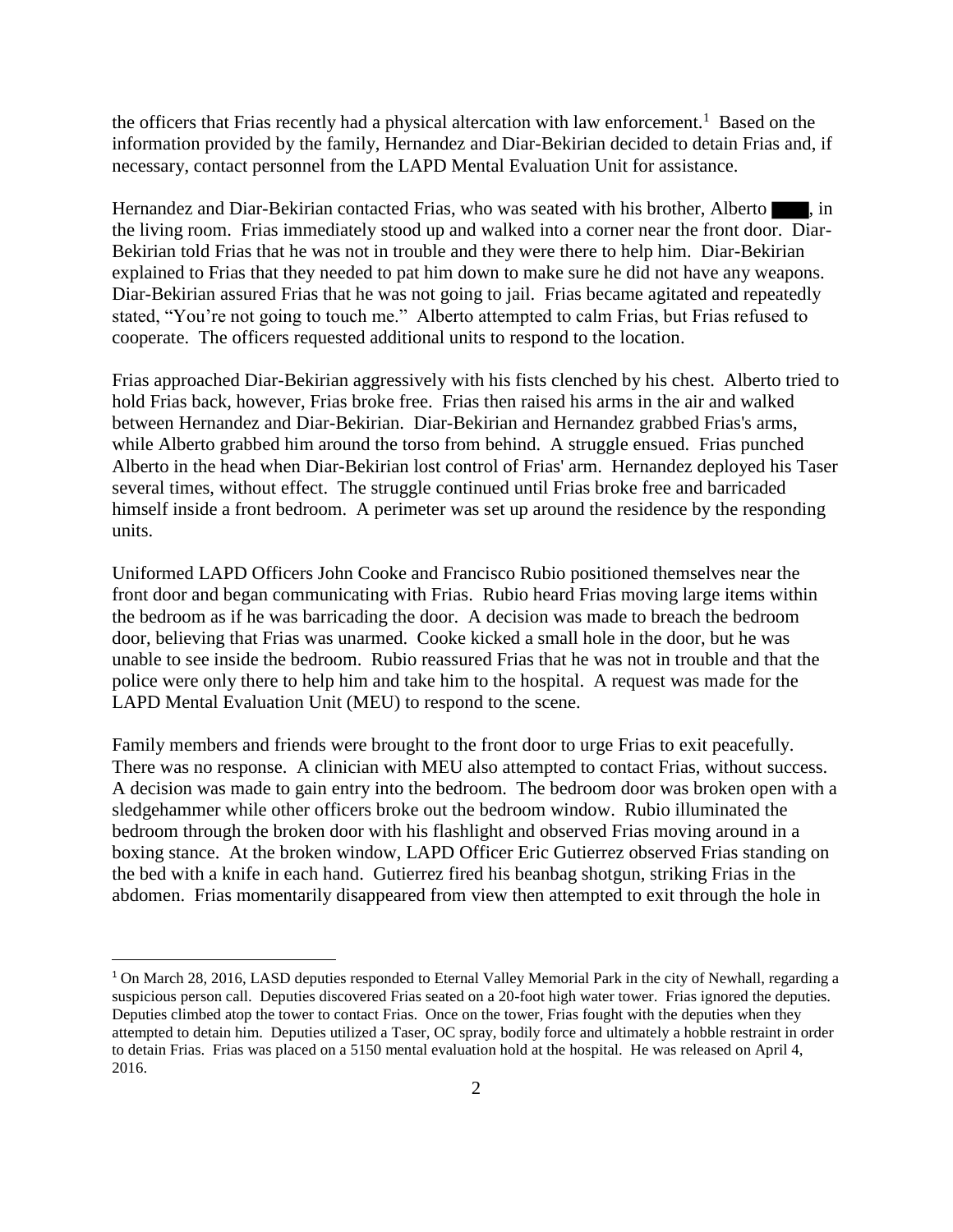the officers that Frias recently had a physical altercation with law enforcement.[1] Based on the information provided by the family, Hernandez and Diar-Bekirian decided to detain Frias and, if necessary, contact personnel from the LAPD Mental Evaluation Unit for assistance.

Hernandez and Diar-Bekirian contacted Frias, who was seated with his brother, Alberto ███, in the living room. Frias immediately stood up and walked into a corner near the front door. Diar-Bekirian told Frias that he was not in trouble and they were there to help him. Diar-Bekirian explained to Frias that they needed to pat him down to make sure he did not have any weapons. Diar-Bekirian assured Frias that he was not going to jail. Frias became agitated and repeatedly stated, "You're not going to touch me." Alberto attempted to calm Frias, but Frias refused to cooperate. The officers requested additional units to respond to the location.

Frias approached Diar-Bekirian aggressively with his fists clenched by his chest. Alberto tried to hold Frias back, however, Frias broke free. Frias then raised his arms in the air and walked between Hernandez and Diar-Bekirian. Diar-Bekirian and Hernandez grabbed Frias's arms, while Alberto grabbed him around the torso from behind. A struggle ensued. Frias punched Alberto in the head when Diar-Bekirian lost control of Frias' arm. Hernandez deployed his Taser several times, without effect. The struggle continued until Frias broke free and barricaded himself inside a front bedroom. A perimeter was set up around the residence by the responding units.

Uniformed LAPD Officers John Cooke and Francisco Rubio positioned themselves near the front door and began communicating with Frias. Rubio heard Frias moving large items within the bedroom as if he was barricading the door. A decision was made to breach the bedroom door, believing that Frias was unarmed. Cooke kicked a small hole in the door, but he was unable to see inside the bedroom. Rubio reassured Frias that he was not in trouble and that the police were only there to help him and take him to the hospital. A request was made for the LAPD Mental Evaluation Unit (MEU) to respond to the scene.

Family members and friends were brought to the front door to urge Frias to exit peacefully. There was no response. A clinician with MEU also attempted to contact Frias, without success. A decision was made to gain entry into the bedroom. The bedroom door was broken open with a sledgehammer while other officers broke out the bedroom window. Rubio illuminated the bedroom through the broken door with his flashlight and observed Frias moving around in a boxing stance. At the broken window, LAPD Officer Eric Gutierrez observed Frias standing on the bed with a knife in each hand. Gutierrez fired his beanbag shotgun, striking Frias in the abdomen. Frias momentarily disappeared from view then attempted to exit through the hole in

[1] On March 28, 2016, LASD deputies responded to Eternal Valley Memorial Park in the city of Newhall, regarding a suspicious person call. Deputies discovered Frias seated on a 20-foot high water tower. Frias ignored the deputies. Deputies climbed atop the tower to contact Frias. Once on the tower, Frias fought with the deputies when they attempted to detain him. Deputies utilized a Taser, OC spray, bodily force and ultimately a hobble restraint in order to detain Frias. Frias was placed on a 5150 mental evaluation hold at the hospital. He was released on April 4, 2016.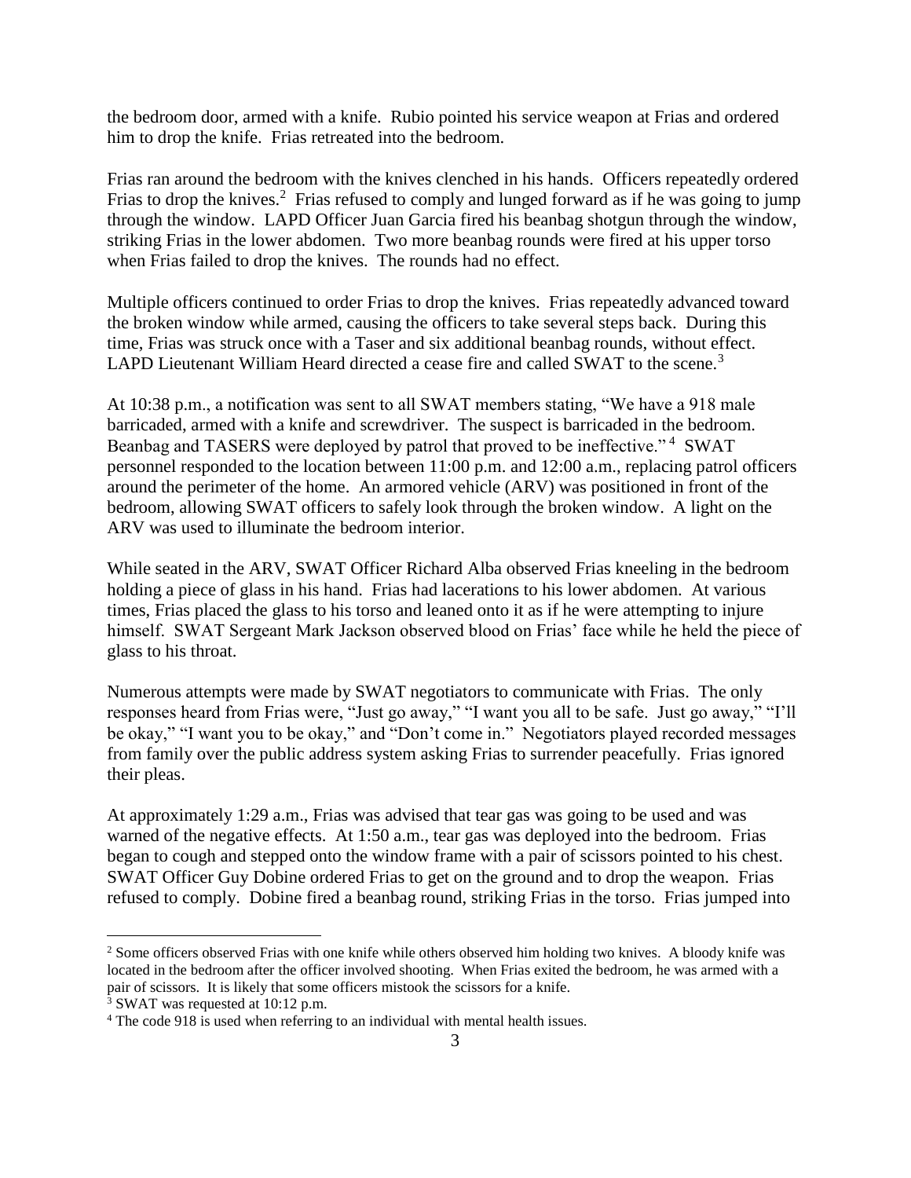the bedroom door, armed with a knife. Rubio pointed his service weapon at Frias and ordered him to drop the knife. Frias retreated into the bedroom.

Frias ran around the bedroom with the knives clenched in his hands. Officers repeatedly ordered Frias to drop the knives.[2] Frias refused to comply and lunged forward as if he was going to jump through the window. LAPD Officer Juan Garcia fired his beanbag shotgun through the window, striking Frias in the lower abdomen. Two more beanbag rounds were fired at his upper torso when Frias failed to drop the knives. The rounds had no effect.

Multiple officers continued to order Frias to drop the knives. Frias repeatedly advanced toward the broken window while armed, causing the officers to take several steps back. During this time, Frias was struck once with a Taser and six additional beanbag rounds, without effect. LAPD Lieutenant William Heard directed a cease fire and called SWAT to the scene.[3]

At 10:38 p.m., a notification was sent to all SWAT members stating, "We have a 918 male barricaded, armed with a knife and screwdriver. The suspect is barricaded in the bedroom. Beanbag and TASERS were deployed by patrol that proved to be ineffective."[4] SWAT personnel responded to the location between 11:00 p.m. and 12:00 a.m., replacing patrol officers around the perimeter of the home. An armored vehicle (ARV) was positioned in front of the bedroom, allowing SWAT officers to safely look through the broken window. A light on the ARV was used to illuminate the bedroom interior.

While seated in the ARV, SWAT Officer Richard Alba observed Frias kneeling in the bedroom holding a piece of glass in his hand. Frias had lacerations to his lower abdomen. At various times, Frias placed the glass to his torso and leaned onto it as if he were attempting to injure himself. SWAT Sergeant Mark Jackson observed blood on Frias' face while he held the piece of glass to his throat.

Numerous attempts were made by SWAT negotiators to communicate with Frias. The only responses heard from Frias were, "Just go away," "I want you all to be safe. Just go away," "I'll be okay," "I want you to be okay," and "Don't come in." Negotiators played recorded messages from family over the public address system asking Frias to surrender peacefully. Frias ignored their pleas.

At approximately 1:29 a.m., Frias was advised that tear gas was going to be used and was warned of the negative effects. At 1:50 a.m., tear gas was deployed into the bedroom. Frias began to cough and stepped onto the window frame with a pair of scissors pointed to his chest. SWAT Officer Guy Dobine ordered Frias to get on the ground and to drop the weapon. Frias refused to comply. Dobine fired a beanbag round, striking Frias in the torso. Frias jumped into

---

[2] Some officers observed Frias with one knife while others observed him holding two knives. A bloody knife was located in the bedroom after the officer involved shooting. When Frias exited the bedroom, he was armed with a pair of scissors. It is likely that some officers mistook the scissors for a knife.

[3] SWAT was requested at 10:12 p.m.

[4] The code 918 is used when referring to an individual with mental health issues.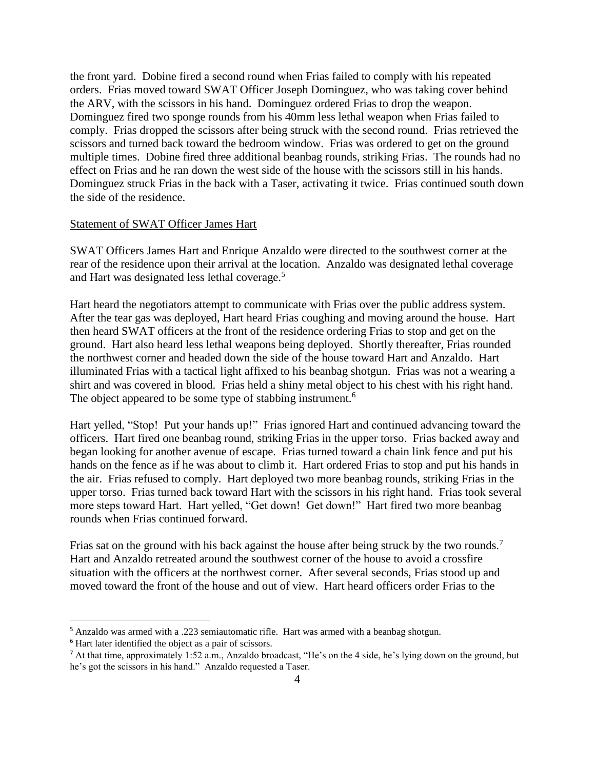the front yard. Dobine fired a second round when Frias failed to comply with his repeated orders. Frias moved toward SWAT Officer Joseph Dominguez, who was taking cover behind the ARV, with the scissors in his hand. Dominguez ordered Frias to drop the weapon. Dominguez fired two sponge rounds from his 40mm less lethal weapon when Frias failed to comply. Frias dropped the scissors after being struck with the second round. Frias retrieved the scissors and turned back toward the bedroom window. Frias was ordered to get on the ground multiple times. Dobine fired three additional beanbag rounds, striking Frias. The rounds had no effect on Frias and he ran down the west side of the house with the scissors still in his hands. Dominguez struck Frias in the back with a Taser, activating it twice. Frias continued south down the side of the residence.

<u>Statement of SWAT Officer James Hart</u>

SWAT Officers James Hart and Enrique Anzaldo were directed to the southwest corner at the rear of the residence upon their arrival at the location. Anzaldo was designated lethal coverage and Hart was designated less lethal coverage.[5]

Hart heard the negotiators attempt to communicate with Frias over the public address system. After the tear gas was deployed, Hart heard Frias coughing and moving around the house. Hart then heard SWAT officers at the front of the residence ordering Frias to stop and get on the ground. Hart also heard less lethal weapons being deployed. Shortly thereafter, Frias rounded the northwest corner and headed down the side of the house toward Hart and Anzaldo. Hart illuminated Frias with a tactical light affixed to his beanbag shotgun. Frias was not a wearing a shirt and was covered in blood. Frias held a shiny metal object to his chest with his right hand. The object appeared to be some type of stabbing instrument.[6]

Hart yelled, "Stop! Put your hands up!" Frias ignored Hart and continued advancing toward the officers. Hart fired one beanbag round, striking Frias in the upper torso. Frias backed away and began looking for another avenue of escape. Frias turned toward a chain link fence and put his hands on the fence as if he was about to climb it. Hart ordered Frias to stop and put his hands in the air. Frias refused to comply. Hart deployed two more beanbag rounds, striking Frias in the upper torso. Frias turned back toward Hart with the scissors in his right hand. Frias took several more steps toward Hart. Hart yelled, "Get down! Get down!" Hart fired two more beanbag rounds when Frias continued forward.

Frias sat on the ground with his back against the house after being struck by the two rounds.[7] Hart and Anzaldo retreated around the southwest corner of the house to avoid a crossfire situation with the officers at the northwest corner. After several seconds, Frias stood up and moved toward the front of the house and out of view. Hart heard officers order Frias to the

---

[5] Anzaldo was armed with a .223 semiautomatic rifle. Hart was armed with a beanbag shotgun.

[6] Hart later identified the object as a pair of scissors.

[7] At that time, approximately 1:52 a.m., Anzaldo broadcast, "He's on the 4 side, he's lying down on the ground, but he's got the scissors in his hand." Anzaldo requested a Taser.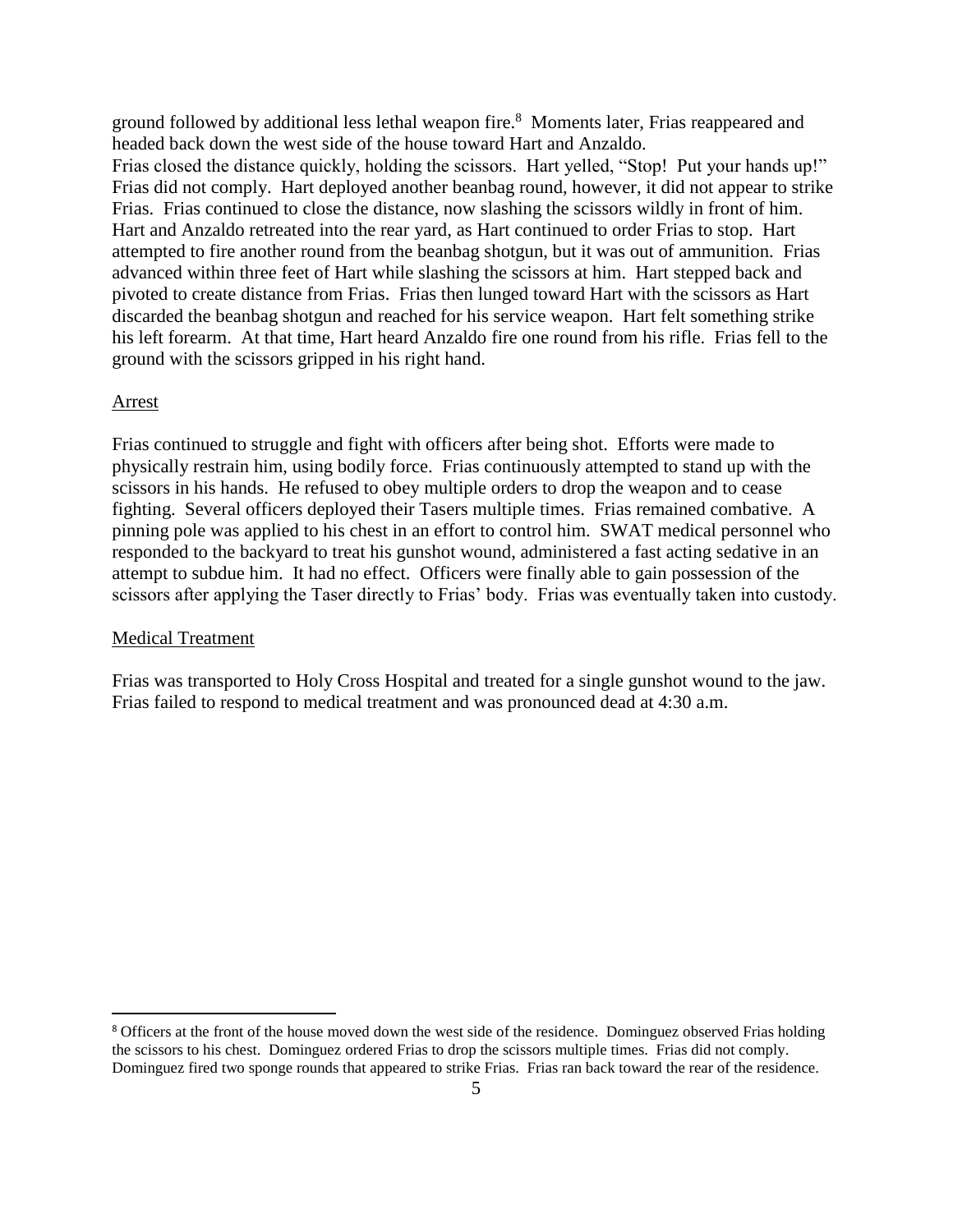ground followed by additional less lethal weapon fire.[8] Moments later, Frias reappeared and headed back down the west side of the house toward Hart and Anzaldo.

Frias closed the distance quickly, holding the scissors. Hart yelled, "Stop! Put your hands up!" Frias did not comply. Hart deployed another beanbag round, however, it did not appear to strike Frias. Frias continued to close the distance, now slashing the scissors wildly in front of him. Hart and Anzaldo retreated into the rear yard, as Hart continued to order Frias to stop. Hart attempted to fire another round from the beanbag shotgun, but it was out of ammunition. Frias advanced within three feet of Hart while slashing the scissors at him. Hart stepped back and pivoted to create distance from Frias. Frias then lunged toward Hart with the scissors as Hart discarded the beanbag shotgun and reached for his service weapon. Hart felt something strike his left forearm. At that time, Hart heard Anzaldo fire one round from his rifle. Frias fell to the ground with the scissors gripped in his right hand.

## Arrest

Frias continued to struggle and fight with officers after being shot. Efforts were made to physically restrain him, using bodily force. Frias continuously attempted to stand up with the scissors in his hands. He refused to obey multiple orders to drop the weapon and to cease fighting. Several officers deployed their Tasers multiple times. Frias remained combative. A pinning pole was applied to his chest in an effort to control him. SWAT medical personnel who responded to the backyard to treat his gunshot wound, administered a fast acting sedative in an attempt to subdue him. It had no effect. Officers were finally able to gain possession of the scissors after applying the Taser directly to Frias' body. Frias was eventually taken into custody.

## Medical Treatment

Frias was transported to Holy Cross Hospital and treated for a single gunshot wound to the jaw. Frias failed to respond to medical treatment and was pronounced dead at 4:30 a.m.

---

[8] Officers at the front of the house moved down the west side of the residence. Dominguez observed Frias holding the scissors to his chest. Dominguez ordered Frias to drop the scissors multiple times. Frias did not comply. Dominguez fired two sponge rounds that appeared to strike Frias. Frias ran back toward the rear of the residence.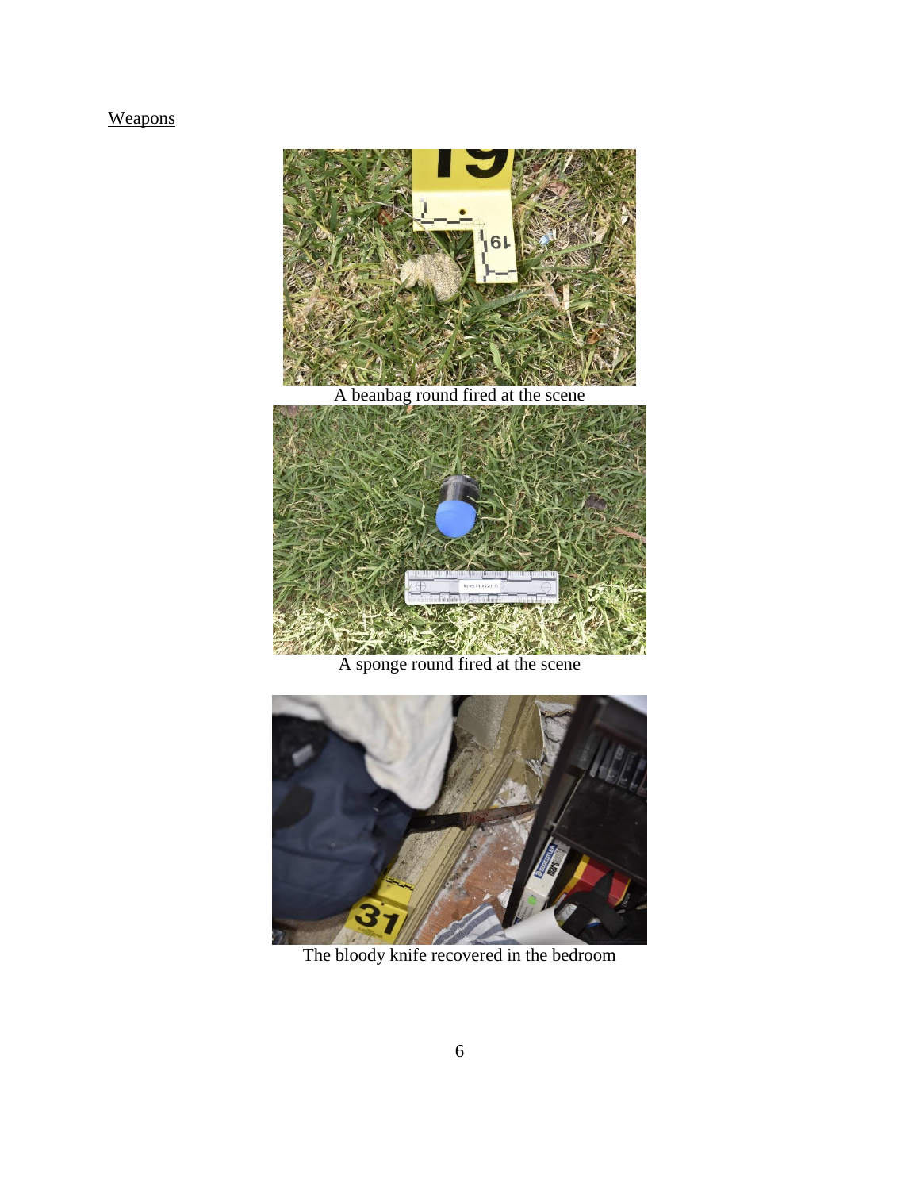Weapons

A beanbag round fired at the scene

A sponge round fired at the scene

The bloody knife recovered in the bedroom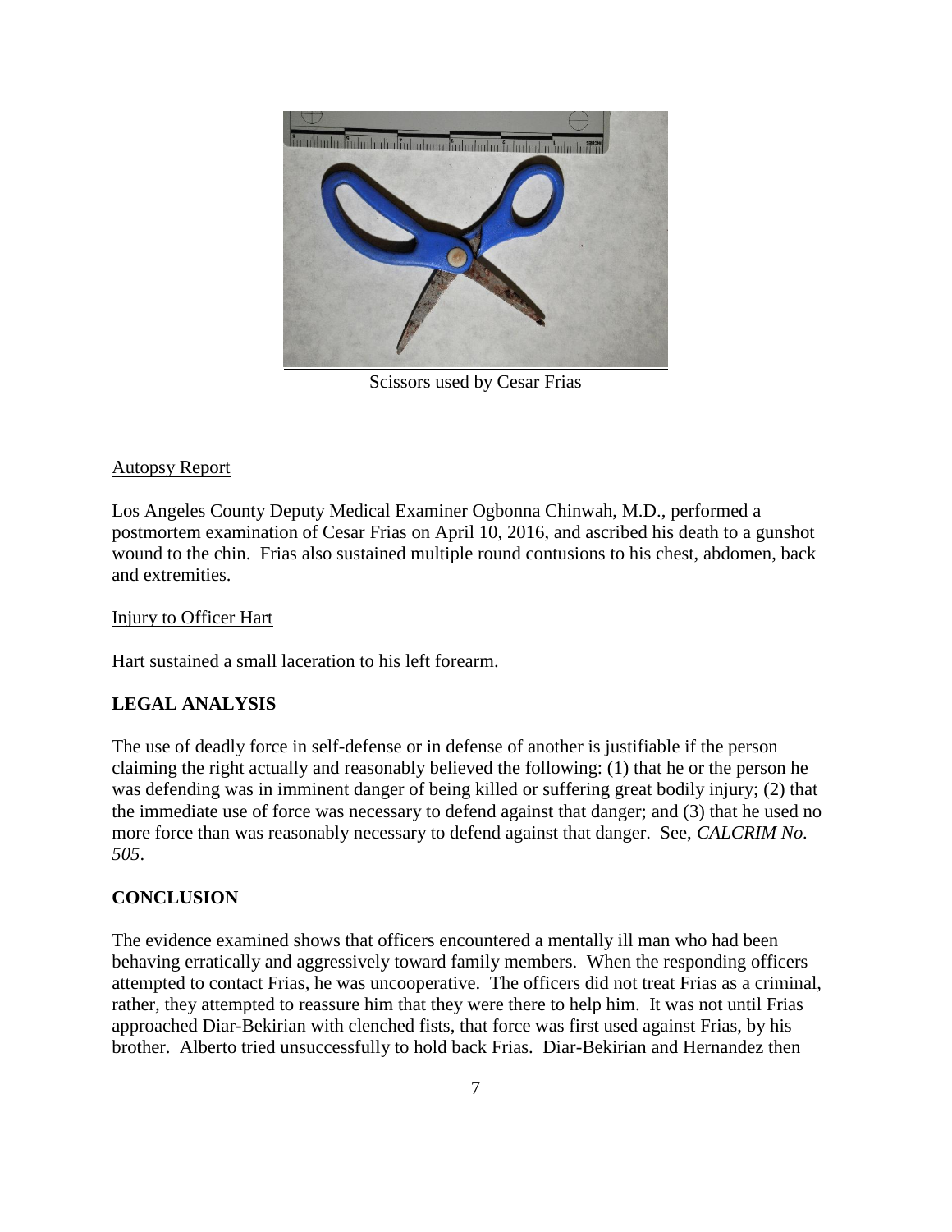Scissors used by Cesar Frias

Autopsy Report

Los Angeles County Deputy Medical Examiner Ogbonna Chinwah, M.D., performed a postmortem examination of Cesar Frias on April 10, 2016, and ascribed his death to a gunshot wound to the chin. Frias also sustained multiple round contusions to his chest, abdomen, back and extremities.

Injury to Officer Hart

Hart sustained a small laceration to his left forearm.

## LEGAL ANALYSIS

The use of deadly force in self-defense or in defense of another is justifiable if the person claiming the right actually and reasonably believed the following: (1) that he or the person he was defending was in imminent danger of being killed or suffering great bodily injury; (2) that the immediate use of force was necessary to defend against that danger; and (3) that he used no more force than was reasonably necessary to defend against that danger. See, *CALCRIM No. 505*.

## CONCLUSION

The evidence examined shows that officers encountered a mentally ill man who had been behaving erratically and aggressively toward family members. When the responding officers attempted to contact Frias, he was uncooperative. The officers did not treat Frias as a criminal, rather, they attempted to reassure him that they were there to help him. It was not until Frias approached Diar-Bekirian with clenched fists, that force was first used against Frias, by his brother. Alberto tried unsuccessfully to hold back Frias. Diar-Bekirian and Hernandez then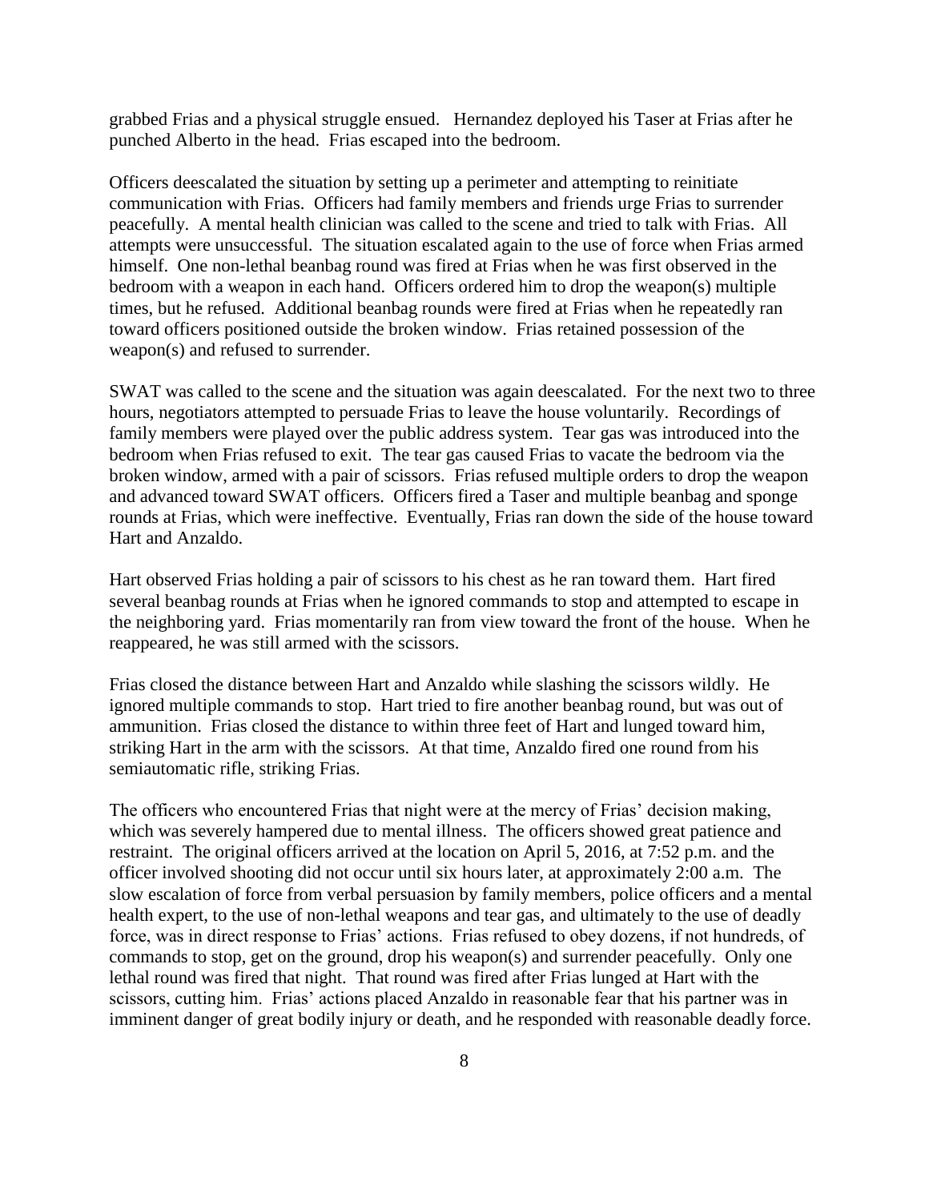grabbed Frias and a physical struggle ensued. Hernandez deployed his Taser at Frias after he punched Alberto in the head. Frias escaped into the bedroom.

Officers deescalated the situation by setting up a perimeter and attempting to reinitiate communication with Frias. Officers had family members and friends urge Frias to surrender peacefully. A mental health clinician was called to the scene and tried to talk with Frias. All attempts were unsuccessful. The situation escalated again to the use of force when Frias armed himself. One non-lethal beanbag round was fired at Frias when he was first observed in the bedroom with a weapon in each hand. Officers ordered him to drop the weapon(s) multiple times, but he refused. Additional beanbag rounds were fired at Frias when he repeatedly ran toward officers positioned outside the broken window. Frias retained possession of the weapon(s) and refused to surrender.

SWAT was called to the scene and the situation was again deescalated. For the next two to three hours, negotiators attempted to persuade Frias to leave the house voluntarily. Recordings of family members were played over the public address system. Tear gas was introduced into the bedroom when Frias refused to exit. The tear gas caused Frias to vacate the bedroom via the broken window, armed with a pair of scissors. Frias refused multiple orders to drop the weapon and advanced toward SWAT officers. Officers fired a Taser and multiple beanbag and sponge rounds at Frias, which were ineffective. Eventually, Frias ran down the side of the house toward Hart and Anzaldo.

Hart observed Frias holding a pair of scissors to his chest as he ran toward them. Hart fired several beanbag rounds at Frias when he ignored commands to stop and attempted to escape in the neighboring yard. Frias momentarily ran from view toward the front of the house. When he reappeared, he was still armed with the scissors.

Frias closed the distance between Hart and Anzaldo while slashing the scissors wildly. He ignored multiple commands to stop. Hart tried to fire another beanbag round, but was out of ammunition. Frias closed the distance to within three feet of Hart and lunged toward him, striking Hart in the arm with the scissors. At that time, Anzaldo fired one round from his semiautomatic rifle, striking Frias.

The officers who encountered Frias that night were at the mercy of Frias' decision making, which was severely hampered due to mental illness. The officers showed great patience and restraint. The original officers arrived at the location on April 5, 2016, at 7:52 p.m. and the officer involved shooting did not occur until six hours later, at approximately 2:00 a.m. The slow escalation of force from verbal persuasion by family members, police officers and a mental health expert, to the use of non-lethal weapons and tear gas, and ultimately to the use of deadly force, was in direct response to Frias' actions. Frias refused to obey dozens, if not hundreds, of commands to stop, get on the ground, drop his weapon(s) and surrender peacefully. Only one lethal round was fired that night. That round was fired after Frias lunged at Hart with the scissors, cutting him. Frias' actions placed Anzaldo in reasonable fear that his partner was in imminent danger of great bodily injury or death, and he responded with reasonable deadly force.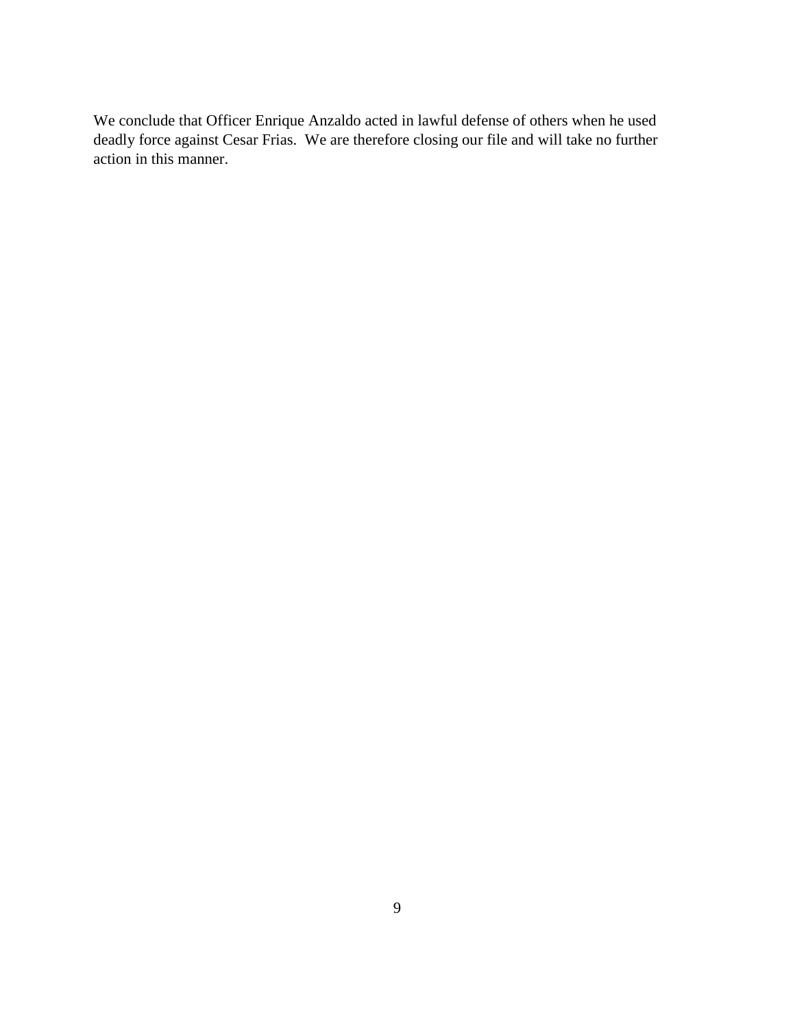We conclude that Officer Enrique Anzaldo acted in lawful defense of others when he used deadly force against Cesar Frias. We are therefore closing our file and will take no further action in this manner.